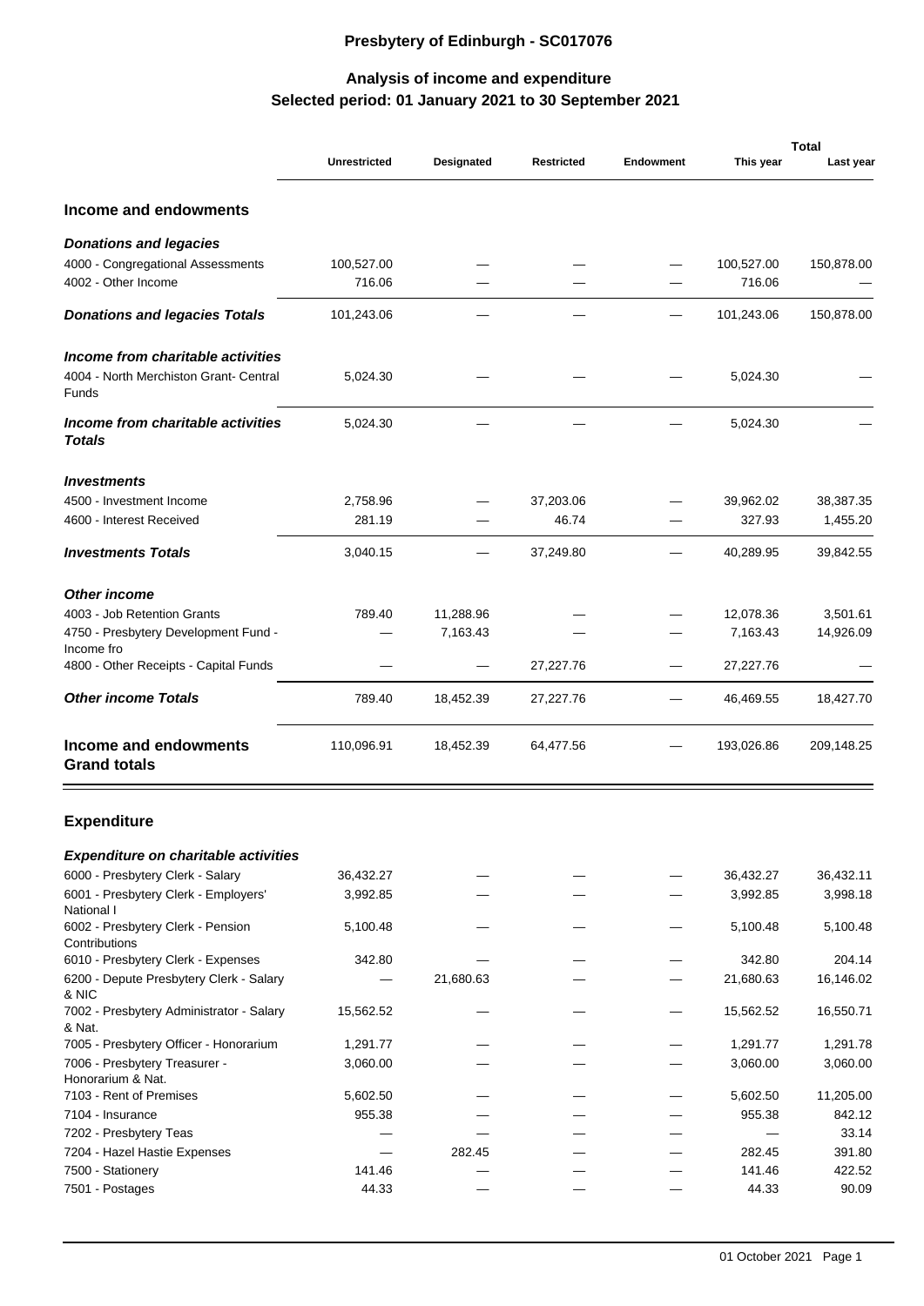# Presbytery of Edinburgh - SC017076

## Analysis of income and expenditure
## Selected period: 01 January 2021 to 30 September 2021

| | Unrestricted | Designated | Restricted | Endowment | Total This year | Total Last year |
|---|---|---|---|---|---|---|
| **Income and endowments** | | | | | | |
| ***Donations and legacies*** | | | | | | |
| 4000 - Congregational Assessments | 100,527.00 | — | — | — | 100,527.00 | 150,878.00 |
| 4002 - Other Income | 716.06 | — | — | — | 716.06 | — |
| ***Donations and legacies Totals*** | 101,243.06 | — | — | — | 101,243.06 | 150,878.00 |
| ***Income from charitable activities*** | | | | | | |
| 4004 - North Merchiston Grant- Central Funds | 5,024.30 | — | — | — | 5,024.30 | — |
| ***Income from charitable activities Totals*** | 5,024.30 | — | — | — | 5,024.30 | — |
| ***Investments*** | | | | | | |
| 4500 - Investment Income | 2,758.96 | — | 37,203.06 | — | 39,962.02 | 38,387.35 |
| 4600 - Interest Received | 281.19 | — | 46.74 | — | 327.93 | 1,455.20 |
| ***Investments Totals*** | 3,040.15 | — | 37,249.80 | — | 40,289.95 | 39,842.55 |
| ***Other income*** | | | | | | |
| 4003 - Job Retention Grants | 789.40 | 11,288.96 | — | — | 12,078.36 | 3,501.61 |
| 4750 - Presbytery Development Fund - Income fro | — | 7,163.43 | — | — | 7,163.43 | 14,926.09 |
| 4800 - Other Receipts - Capital Funds | — | — | 27,227.76 | — | 27,227.76 | — |
| ***Other income Totals*** | 789.40 | 18,452.39 | 27,227.76 | — | 46,469.55 | 18,427.70 |
| **Income and endowments Grand totals** | 110,096.91 | 18,452.39 | 64,477.56 | — | 193,026.86 | 209,148.25 |

## Expenditure

| | Unrestricted | Designated | Restricted | Endowment | Total This year | Total Last year |
|---|---|---|---|---|---|---|
| ***Expenditure on charitable activities*** | | | | | | |
| 6000 - Presbytery Clerk - Salary | 36,432.27 | — | — | — | 36,432.27 | 36,432.11 |
| 6001 - Presbytery Clerk - Employers' National I | 3,992.85 | — | — | — | 3,992.85 | 3,998.18 |
| 6002 - Presbytery Clerk - Pension Contributions | 5,100.48 | — | — | — | 5,100.48 | 5,100.48 |
| 6010 - Presbytery Clerk - Expenses | 342.80 | — | — | — | 342.80 | 204.14 |
| 6200 - Depute Presbytery Clerk - Salary & NIC | — | 21,680.63 | — | — | 21,680.63 | 16,146.02 |
| 7002 - Presbytery Administrator - Salary & Nat. | 15,562.52 | — | — | — | 15,562.52 | 16,550.71 |
| 7005 - Presbytery Officer - Honorarium | 1,291.77 | — | — | — | 1,291.77 | 1,291.78 |
| 7006 - Presbytery Treasurer - Honorarium & Nat. | 3,060.00 | — | — | — | 3,060.00 | 3,060.00 |
| 7103 - Rent of Premises | 5,602.50 | — | — | — | 5,602.50 | 11,205.00 |
| 7104 - Insurance | 955.38 | — | — | — | 955.38 | 842.12 |
| 7202 - Presbytery Teas | — | — | — | — | — | 33.14 |
| 7204 - Hazel Hastie Expenses | — | 282.45 | — | — | 282.45 | 391.80 |
| 7500 - Stationery | 141.46 | — | — | — | 141.46 | 422.52 |
| 7501 - Postages | 44.33 | — | — | — | 44.33 | 90.09 |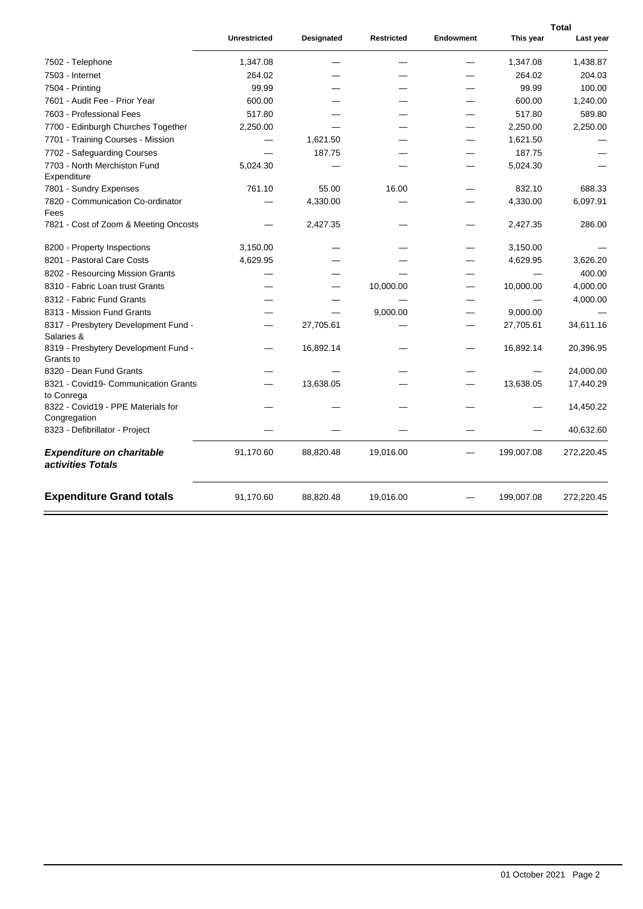| | Unrestricted | Designated | Restricted | Endowment | Total This year | Total Last year |
|---|---|---|---|---|---|---|
| 7502 - Telephone | 1,347.08 | — | — | — | 1,347.08 | 1,438.87 |
| 7503 - Internet | 264.02 | — | — | — | 264.02 | 204.03 |
| 7504 - Printing | 99.99 | — | — | — | 99.99 | 100.00 |
| 7601 - Audit Fee - Prior Year | 600.00 | — | — | — | 600.00 | 1,240.00 |
| 7603 - Professional Fees | 517.80 | — | — | — | 517.80 | 589.80 |
| 7700 - Edinburgh Churches Together | 2,250.00 | — | — | — | 2,250.00 | 2,250.00 |
| 7701 - Training Courses - Mission | — | 1,621.50 | — | — | 1,621.50 | — |
| 7702 - Safeguarding Courses | — | 187.75 | — | — | 187.75 | — |
| 7703 - North Merchiston Fund Expenditure | 5,024.30 | — | — | — | 5,024.30 | — |
| 7801 - Sundry Expenses | 761.10 | 55.00 | 16.00 | — | 832.10 | 688.33 |
| 7820 - Communication Co-ordinator Fees | — | 4,330.00 | — | — | 4,330.00 | 6,097.91 |
| 7821 - Cost of Zoom & Meeting Oncosts | — | 2,427.35 | — | — | 2,427.35 | 286.00 |
| 8200 - Property Inspections | 3,150.00 | — | — | — | 3,150.00 | — |
| 8201 - Pastoral Care Costs | 4,629.95 | — | — | — | 4,629.95 | 3,626.20 |
| 8202 - Resourcing Mission Grants | — | — | — | — | — | 400.00 |
| 8310 - Fabric Loan trust Grants | — | — | 10,000.00 | — | 10,000.00 | 4,000.00 |
| 8312 - Fabric Fund Grants | — | — | — | — | — | 4,000.00 |
| 8313 - Mission Fund Grants | — | — | 9,000.00 | — | 9,000.00 | — |
| 8317 - Presbytery Development Fund - Salaries & | — | 27,705.61 | — | — | 27,705.61 | 34,611.16 |
| 8319 - Presbytery Development Fund - Grants to | — | 16,892.14 | — | — | 16,892.14 | 20,396.95 |
| 8320 - Dean Fund Grants | — | — | — | — | — | 24,000.00 |
| 8321 - Covid19- Communication Grants to Conrega | — | 13,638.05 | — | — | 13,638.05 | 17,440.29 |
| 8322 - Covid19 - PPE Materials for Congregation | — | — | — | — | — | 14,450.22 |
| 8323 - Defibrillator - Project | — | — | — | — | — | 40,632.60 |
| ***Expenditure on charitable activities Totals*** | 91,170.60 | 88,820.48 | 19,016.00 | — | 199,007.08 | 272,220.45 |
| **Expenditure Grand totals** | 91,170.60 | 88,820.48 | 19,016.00 | — | 199,007.08 | 272,220.45 |